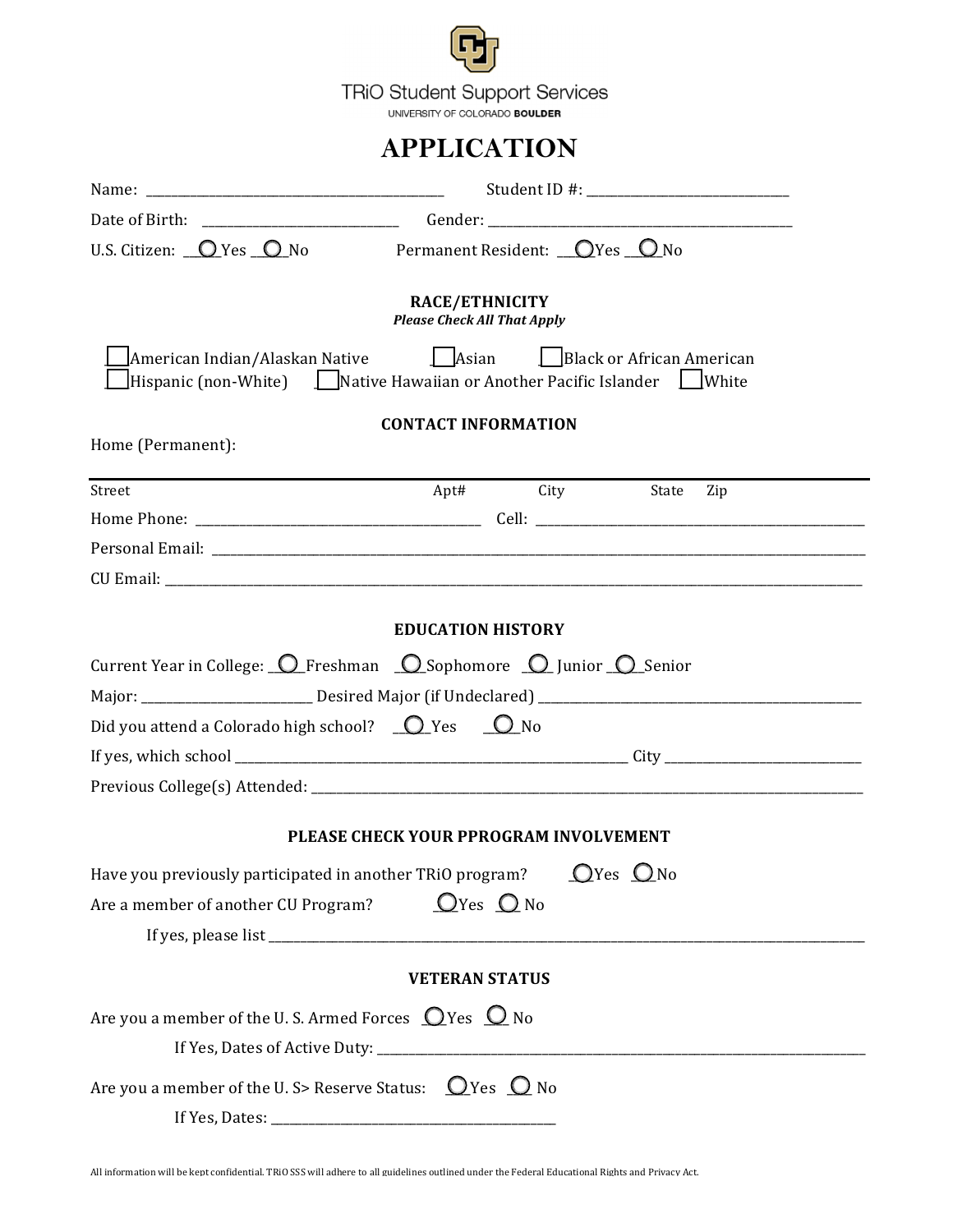TRiO Student Support Services

UNIVERSITY OF COLORADO BOULDER

# APPLICATION

Name: ______________________________ Student ID #: ______________________

Date of Birth: ______________________ Gender: ______________________________

U.S. Citizen: ___ Yes ___ No     Permanent Resident: ___ Yes ___ No

## RACE/ETHNICITY

***Please Check All That Apply***

☐ American Indian/Alaskan Native  ☐ Asian  ☐ Black or African American

☐ Hispanic (non-White)  ☐ Native Hawaiian or Another Pacific Islander  ☐ White

## CONTACT INFORMATION

Home (Permanent):

______________________________________________________________________

Street  Apt#  City  State  Zip

Home Phone: ______________________________ Cell: ______________________________

Personal Email: ______________________________________________________________

CU Email: ___________________________________________________________________

## EDUCATION HISTORY

Current Year in College: ___ Freshman ___ Sophomore ___ Junior ___ Senior

Major: ________________ Desired Major (if Undeclared) ______________________________

Did you attend a Colorado high school? ___ Yes ___ No

If yes, which school ________________________________________ City ____________________

Previous College(s) Attended: ________________________________________________________

## PLEASE CHECK YOUR PPROGRAM INVOLVEMENT

Have you previously participated in another TRiO program? ___ Yes ___ No

Are a member of another CU Program? ___ Yes ___ No

If yes, please list ___________________________________________________________________

## VETERAN STATUS

Are you a member of the U. S. Armed Forces ___ Yes ___ No

If Yes, Dates of Active Duty: ____________________________________________________

Are you a member of the U. S> Reserve Status: ___ Yes ___ No

If Yes, Dates: ______________________________

All information will be kept confidential. TRiO SSS will adhere to all guidelines outlined under the Federal Educational Rights and Privacy Act.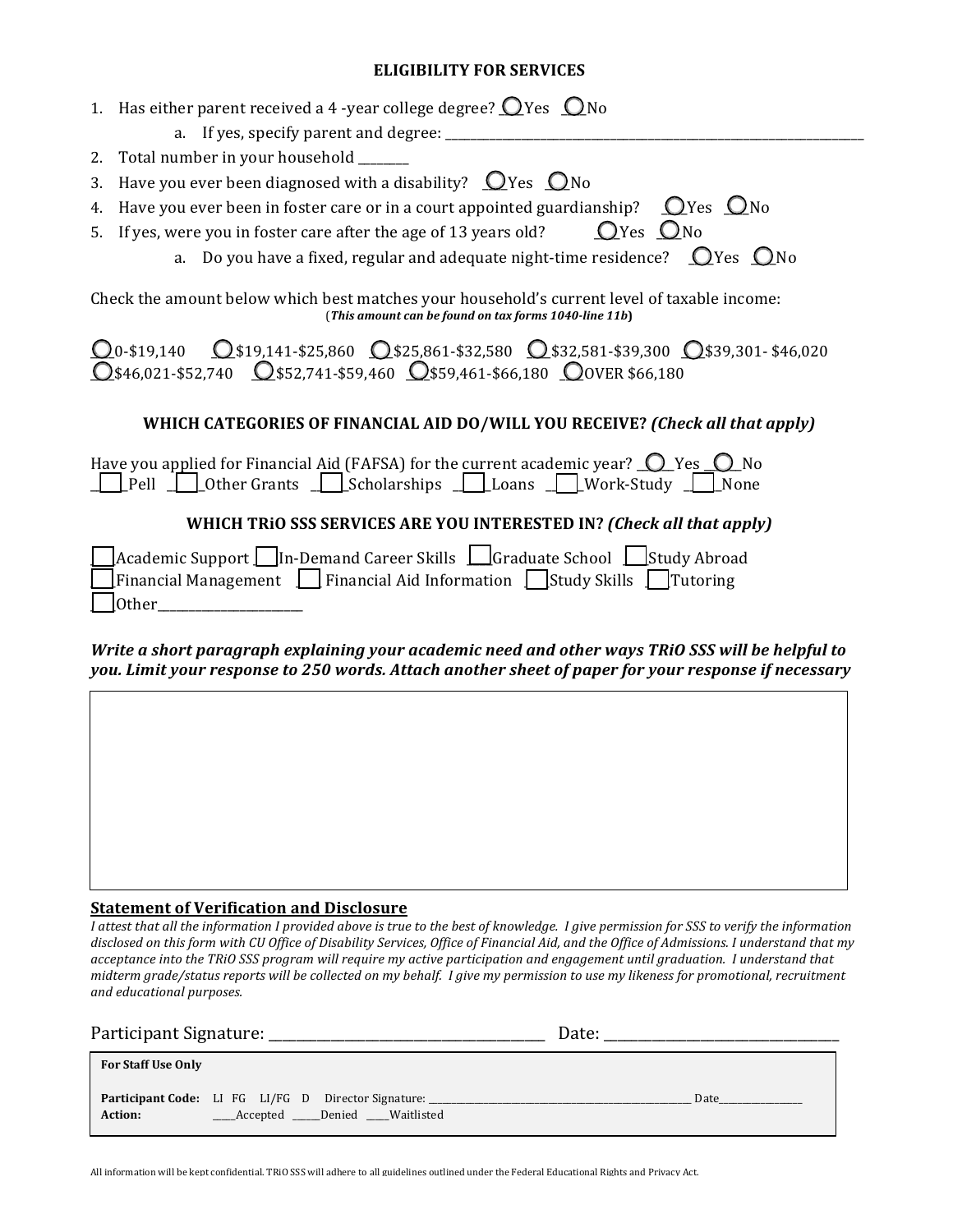**ELIGIBILITY FOR SERVICES**

1. Has either parent received a 4 -year college degree? ◯ Yes ◯ No
    a. If yes, specify parent and degree: ______________________________________________
2. Total number in your household ________
3. Have you ever been diagnosed with a disability? ◯ Yes ◯ No
4. Have you ever been in foster care or in a court appointed guardianship? ◯ Yes ◯ No
5. If yes, were you in foster care after the age of 13 years old? ◯ Yes ◯ No
    a. Do you have a fixed, regular and adequate night-time residence? ◯ Yes ◯ No

Check the amount below which best matches your household's current level of taxable income:
(*This amount can be found on tax forms 1040-line 11b*)

◯ 0-$19,140 ◯ $19,141-$25,860 ◯ $25,861-$32,580 ◯ $32,581-$39,300 ◯ $39,301- $46,020
◯ $46,021-$52,740 ◯ $52,741-$59,460 ◯ $59,461-$66,180 ◯ OVER $66,180

**WHICH CATEGORIES OF FINANCIAL AID DO/WILL YOU RECEIVE? *(Check all that apply)***

Have you applied for Financial Aid (FAFSA) for the current academic year? ◯ Yes ◯ No
☐ Pell ☐ Other Grants ☐ Scholarships ☐ Loans ☐ Work-Study ☐ None

**WHICH TRiO SSS SERVICES ARE YOU INTERESTED IN? *(Check all that apply)***

☐ Academic Support ☐ In-Demand Career Skills ☐ Graduate School ☐ Study Abroad
☐ Financial Management ☐ Financial Aid Information ☐ Study Skills ☐ Tutoring
☐ Other______________________

***Write a short paragraph explaining your academic need and other ways TRiO SSS will be helpful to you. Limit your response to 250 words. Attach another sheet of paper for your response if necessary***

**Statement of Verification and Disclosure**

*I attest that all the information I provided above is true to the best of knowledge. I give permission for SSS to verify the information disclosed on this form with CU Office of Disability Services, Office of Financial Aid, and the Office of Admissions. I understand that my acceptance into the TRiO SSS program will require my active participation and engagement until graduation. I understand that midterm grade/status reports will be collected on my behalf. I give my permission to use my likeness for promotional, recruitment and educational purposes.*

Participant Signature: ______________________________ Date: ________________________

**For Staff Use Only**

**Participant Code:** LI FG LI/FG D Director Signature: ______________________________ Date______________
**Action:** ____Accepted _____Denied ____Waitlisted

All information will be kept confidential. TRiO SSS will adhere to all guidelines outlined under the Federal Educational Rights and Privacy Act.